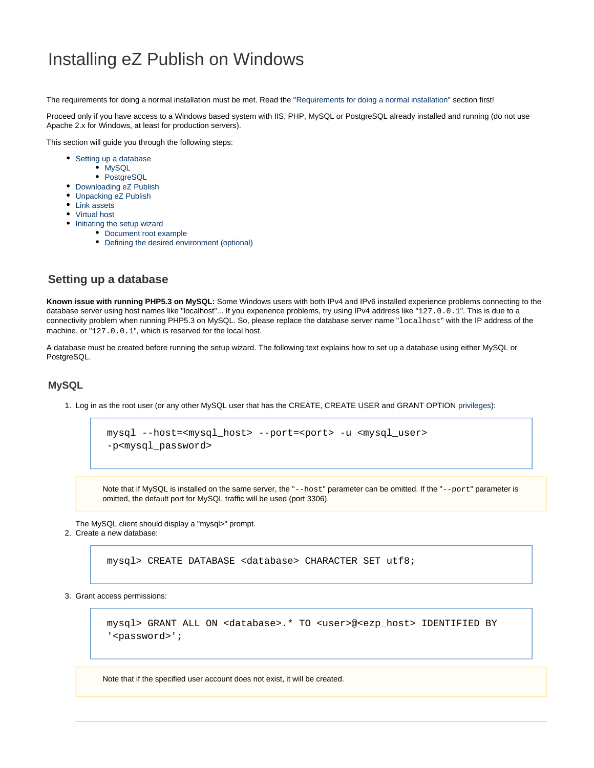# Installing eZ Publish on Windows

The requirements for doing a normal installation must be met. Read the "Requirements for doing a normal installation" section first!

Proceed only if you have access to a Windows based system with IIS, PHP, MySQL or PostgreSQL already installed and running (do not use Apache 2.x for Windows, at least for production servers).

This section will guide you through the following steps:

- Setting up a database
  - MySQL
  - PostgreSQL
- Downloading eZ Publish
- Unpacking eZ Publish
- Link assets
- Virtual host
- Initiating the setup wizard
  - Document root example
  - Defining the desired environment (optional)

## Setting up a database

**Known issue with running PHP5.3 on MySQL:** Some Windows users with both IPv4 and IPv6 installed experience problems connecting to the database server using host names like "localhost"... If you experience problems, try using IPv4 address like "`127.0.0.1`". This is due to a connectivity problem when running PHP5.3 on MySQL. So, please replace the database server name "`localhost`" with the IP address of the machine, or "`127.0.0.1`", which is reserved for the local host.

A database must be created before running the setup wizard. The following text explains how to set up a database using either MySQL or PostgreSQL.

### MySQL

1. Log in as the root user (or any other MySQL user that has the CREATE, CREATE USER and GRANT OPTION privileges):

   ```
   mysql --host=<mysql_host> --port=<port> -u <mysql_user>
   -p<mysql_password>
   ```

   > Note that if MySQL is installed on the same server, the "`--host`" parameter can be omitted. If the "`--port`" parameter is omitted, the default port for MySQL traffic will be used (port 3306).

   The MySQL client should display a "mysql>" prompt.
2. Create a new database:

   ```
   mysql> CREATE DATABASE <database> CHARACTER SET utf8;
   ```

3. Grant access permissions:

   ```
   mysql> GRANT ALL ON <database>.* TO <user>@<ezp_host> IDENTIFIED BY
   '<password>';
   ```

   > Note that if the specified user account does not exist, it will be created.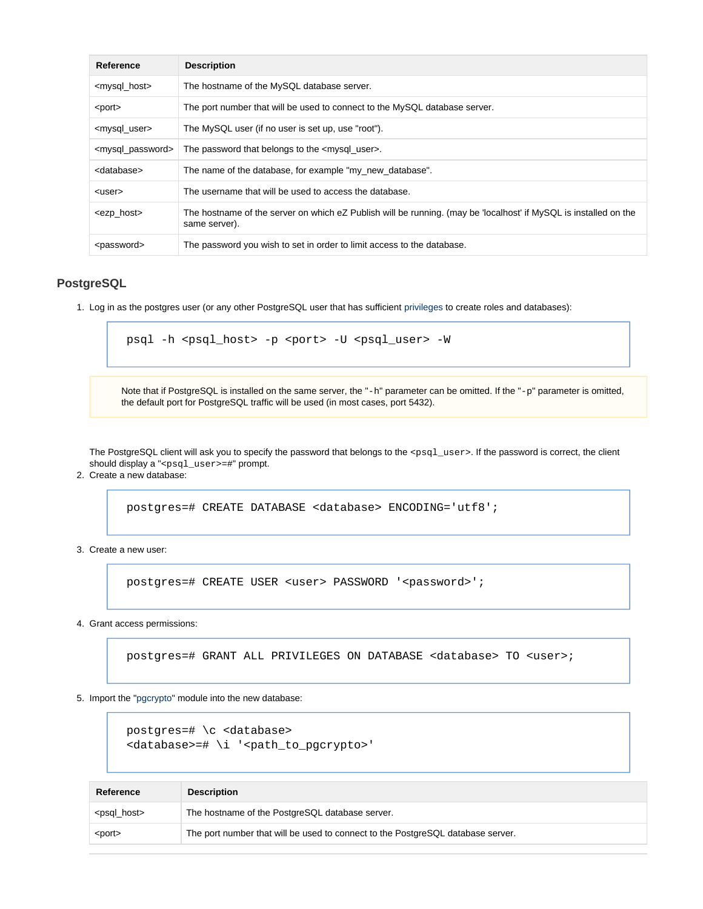| Reference | Description |
| --- | --- |
| <mysql_host> | The hostname of the MySQL database server. |
| <port> | The port number that will be used to connect to the MySQL database server. |
| <mysql_user> | The MySQL user (if no user is set up, use "root"). |
| <mysql_password> | The password that belongs to the <mysql_user>. |
| <database> | The name of the database, for example "my_new_database". |
| <user> | The username that will be used to access the database. |
| <ezp_host> | The hostname of the server on which eZ Publish will be running. (may be 'localhost' if MySQL is installed on the same server). |
| <password> | The password you wish to set in order to limit access to the database. |

## PostgreSQL

1. Log in as the postgres user (or any other PostgreSQL user that has sufficient privileges to create roles and databases):

```
psql -h <psql_host> -p <port> -U <psql_user> -W
```

> Note that if PostgreSQL is installed on the same server, the "`-h`" parameter can be omitted. If the "`-p`" parameter is omitted, the default port for PostgreSQL traffic will be used (in most cases, port 5432).

The PostgreSQL client will ask you to specify the password that belongs to the `<psql_user>`. If the password is correct, the client should display a "`<psql_user>=#`" prompt.

2. Create a new database:

```
postgres=# CREATE DATABASE <database> ENCODING='utf8';
```

3. Create a new user:

```
postgres=# CREATE USER <user> PASSWORD '<password>';
```

4. Grant access permissions:

```
postgres=# GRANT ALL PRIVILEGES ON DATABASE <database> TO <user>;
```

5. Import the "pgcrypto" module into the new database:

```
postgres=# \c <database>
<database>=# \i '<path_to_pgcrypto>'
```

| Reference | Description |
| --- | --- |
| <psql_host> | The hostname of the PostgreSQL database server. |
| <port> | The port number that will be used to connect to the PostgreSQL database server. |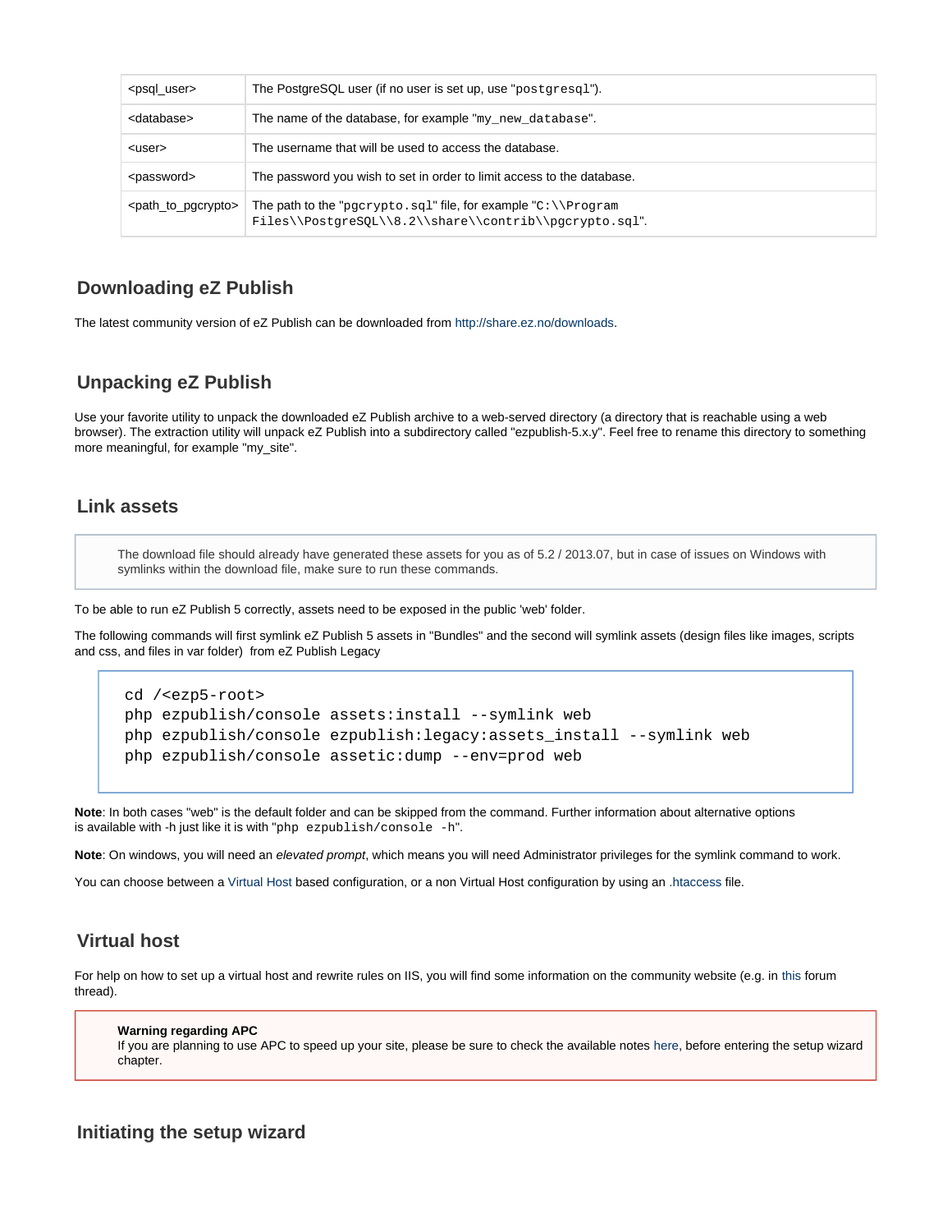| | |
|---|---|
| <psql_user> | The PostgreSQL user (if no user is set up, use "`postgresql`"). |
| <database> | The name of the database, for example "`my_new_database`". |
| <user> | The username that will be used to access the database. |
| <password> | The password you wish to set in order to limit access to the database. |
| <path_to_pgcrypto> | The path to the "`pgcrypto.sql`" file, for example "`C:\\Program Files\\PostgreSQL\\8.2\\share\\contrib\\pgcrypto.sql`". |

## Downloading eZ Publish

The latest community version of eZ Publish can be downloaded from http://share.ez.no/downloads.

## Unpacking eZ Publish

Use your favorite utility to unpack the downloaded eZ Publish archive to a web-served directory (a directory that is reachable using a web browser). The extraction utility will unpack eZ Publish into a subdirectory called "ezpublish-5.x.y". Feel free to rename this directory to something more meaningful, for example "my_site".

## Link assets

> The download file should already have generated these assets for you as of 5.2 / 2013.07, but in case of issues on Windows with symlinks within the download file, make sure to run these commands.

To be able to run eZ Publish 5 correctly, assets need to be exposed in the public 'web' folder.

The following commands will first symlink eZ Publish 5 assets in "Bundles" and the second will symlink assets (design files like images, scripts and css, and files in var folder) from eZ Publish Legacy

```
cd /<ezp5-root>
php ezpublish/console assets:install --symlink web
php ezpublish/console ezpublish:legacy:assets_install --symlink web
php ezpublish/console assetic:dump --env=prod web
```

**Note**: In both cases "web" is the default folder and can be skipped from the command. Further information about alternative options is available with -h just like it is with "`php ezpublish/console -h`".

**Note**: On windows, you will need an *elevated prompt*, which means you will need Administrator privileges for the symlink command to work.

You can choose between a Virtual Host based configuration, or a non Virtual Host configuration by using an .htaccess file.

## Virtual host

For help on how to set up a virtual host and rewrite rules on IIS, you will find some information on the community website (e.g. in this forum thread).

> **Warning regarding APC**
> If you are planning to use APC to speed up your site, please be sure to check the available notes here, before entering the setup wizard chapter.

## Initiating the setup wizard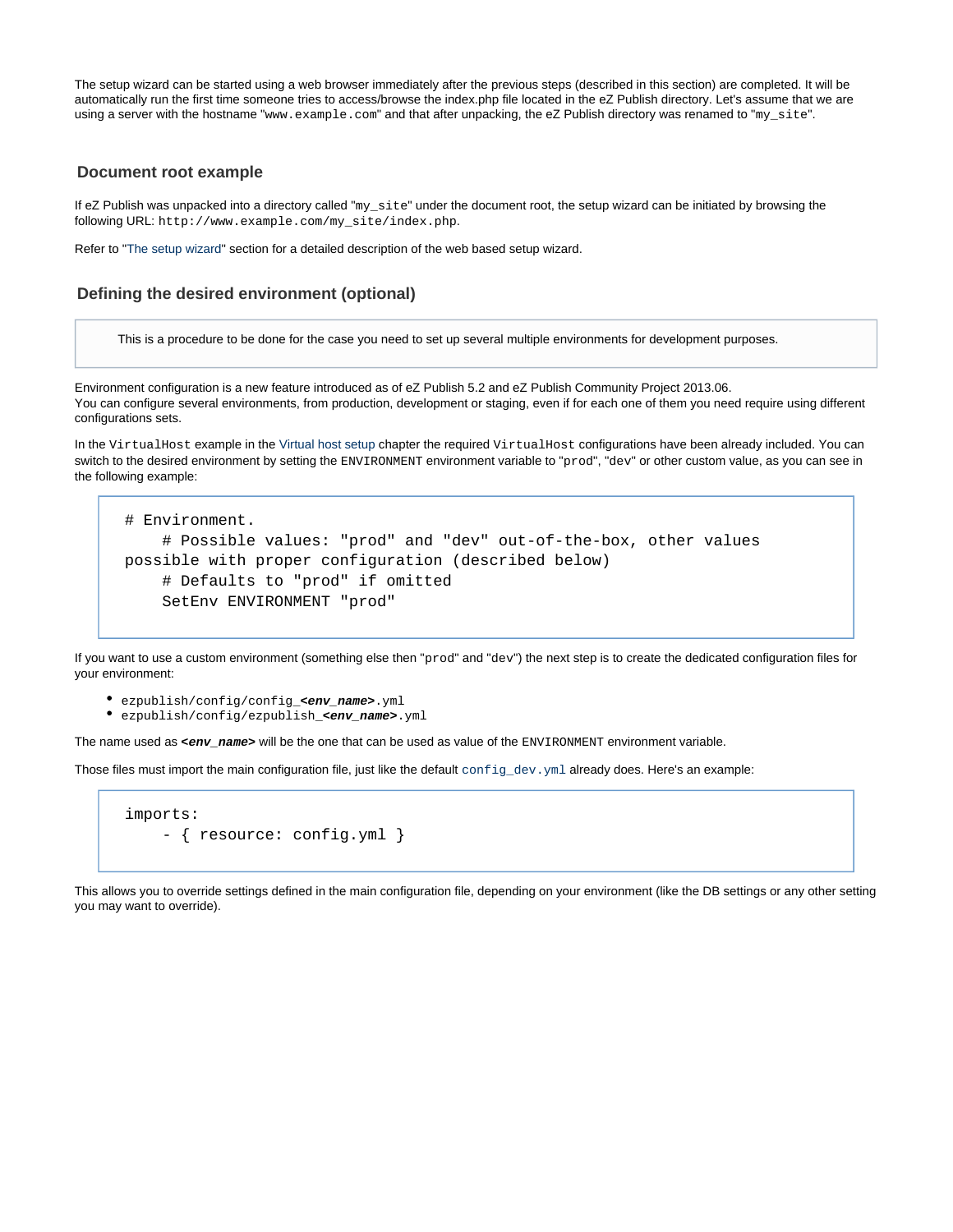The setup wizard can be started using a web browser immediately after the previous steps (described in this section) are completed. It will be automatically run the first time someone tries to access/browse the index.php file located in the eZ Publish directory. Let's assume that we are using a server with the hostname "`www.example.com`" and that after unpacking, the eZ Publish directory was renamed to "`my_site`".

### Document root example

If eZ Publish was unpacked into a directory called "`my_site`" under the document root, the setup wizard can be initiated by browsing the following URL: `http://www.example.com/my_site/index.php`.

Refer to "The setup wizard" section for a detailed description of the web based setup wizard.

### Defining the desired environment (optional)

> This is a procedure to be done for the case you need to set up several multiple environments for development purposes.

Environment configuration is a new feature introduced as of eZ Publish 5.2 and eZ Publish Community Project 2013.06.
You can configure several environments, from production, development or staging, even if for each one of them you need require using different configurations sets.

In the `VirtualHost` example in the Virtual host setup chapter the required `VirtualHost` configurations have been already included. You can switch to the desired environment by setting the `ENVIRONMENT` environment variable to "`prod`", "`dev`" or other custom value, as you can see in the following example:

```
# Environment.
    # Possible values: "prod" and "dev" out-of-the-box, other values
possible with proper configuration (described below)
    # Defaults to "prod" if omitted
    SetEnv ENVIRONMENT "prod"
```

If you want to use a custom environment (something else then "`prod`" and "`dev`") the next step is to create the dedicated configuration files for your environment:

- `ezpublish/config/config_`***<env_name>***`.yml`
- `ezpublish/config/ezpublish_`***<env_name>***`.yml`

The name used as ***<env_name>*** will be the one that can be used as value of the `ENVIRONMENT` environment variable.

Those files must import the main configuration file, just like the default `config_dev.yml` already does. Here's an example:

```
imports:
    - { resource: config.yml }
```

This allows you to override settings defined in the main configuration file, depending on your environment (like the DB settings or any other setting you may want to override).